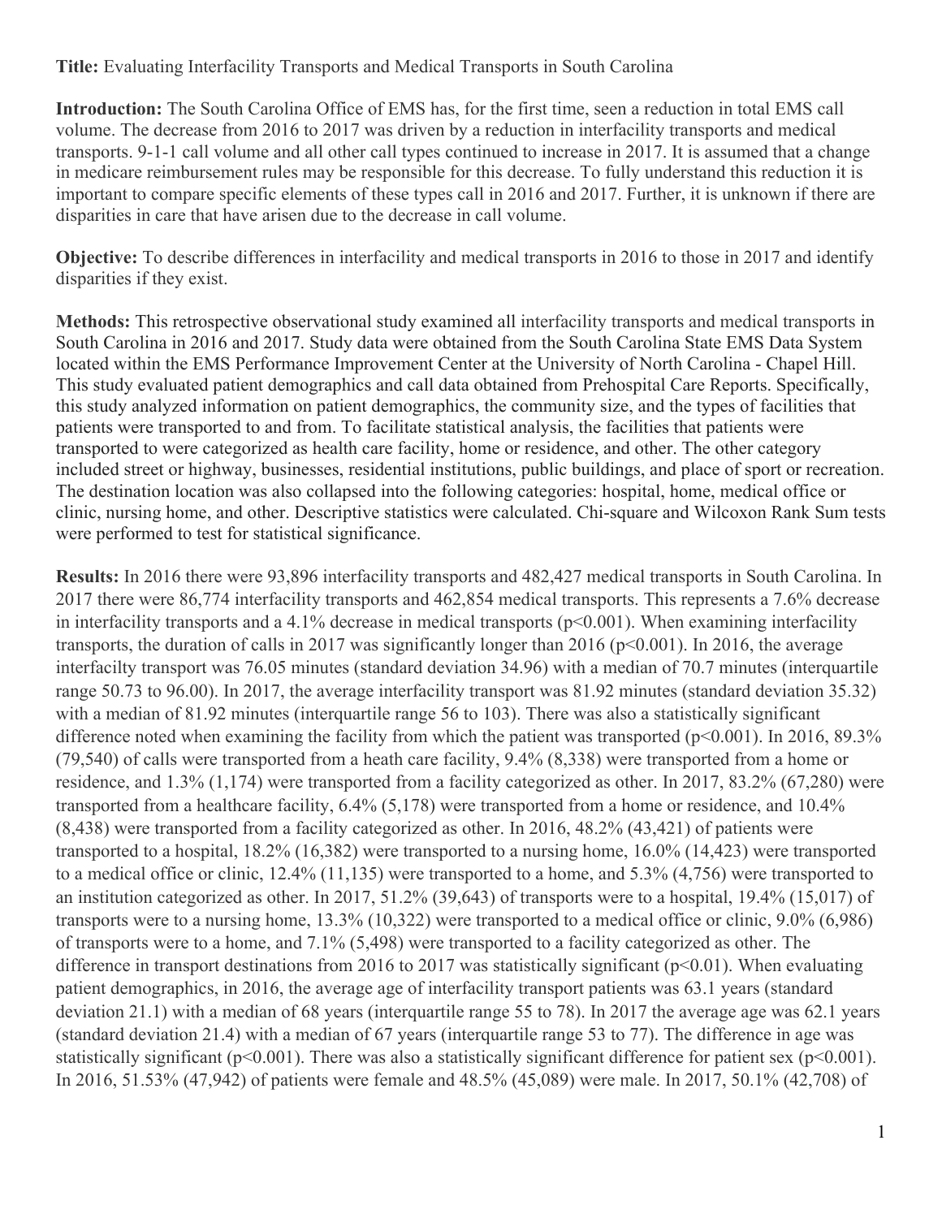**Title:** Evaluating Interfacility Transports and Medical Transports in South Carolina

**Introduction:** The South Carolina Office of EMS has, for the first time, seen a reduction in total EMS call volume. The decrease from 2016 to 2017 was driven by a reduction in interfacility transports and medical transports. 9-1-1 call volume and all other call types continued to increase in 2017. It is assumed that a change in medicare reimbursement rules may be responsible for this decrease. To fully understand this reduction it is important to compare specific elements of these types call in 2016 and 2017. Further, it is unknown if there are disparities in care that have arisen due to the decrease in call volume.

**Objective:** To describe differences in interfacility and medical transports in 2016 to those in 2017 and identify disparities if they exist.

**Methods:** This retrospective observational study examined all interfacility transports and medical transports in South Carolina in 2016 and 2017. Study data were obtained from the South Carolina State EMS Data System located within the EMS Performance Improvement Center at the University of North Carolina - Chapel Hill. This study evaluated patient demographics and call data obtained from Prehospital Care Reports. Specifically, this study analyzed information on patient demographics, the community size, and the types of facilities that patients were transported to and from. To facilitate statistical analysis, the facilities that patients were transported to were categorized as health care facility, home or residence, and other. The other category included street or highway, businesses, residential institutions, public buildings, and place of sport or recreation. The destination location was also collapsed into the following categories: hospital, home, medical office or clinic, nursing home, and other. Descriptive statistics were calculated. Chi-square and Wilcoxon Rank Sum tests were performed to test for statistical significance.

**Results:** In 2016 there were 93,896 interfacility transports and 482,427 medical transports in South Carolina. In 2017 there were 86,774 interfacility transports and 462,854 medical transports. This represents a 7.6% decrease in interfacility transports and a 4.1% decrease in medical transports ($p<0.001$). When examining interfacility transports, the duration of calls in 2017 was significantly longer than 2016 ($p<0.001$). In 2016, the average interfacilty transport was 76.05 minutes (standard deviation 34.96) with a median of 70.7 minutes (interquartile range 50.73 to 96.00). In 2017, the average interfacility transport was 81.92 minutes (standard deviation 35.32) with a median of 81.92 minutes (interquartile range 56 to 103). There was also a statistically significant difference noted when examining the facility from which the patient was transported ($p<0.001$). In 2016, 89.3% (79,540) of calls were transported from a heath care facility, 9.4% (8,338) were transported from a home or residence, and 1.3% (1,174) were transported from a facility categorized as other. In 2017, 83.2% (67,280) were transported from a healthcare facility, 6.4% (5,178) were transported from a home or residence, and 10.4% (8,438) were transported from a facility categorized as other. In 2016, 48.2% (43,421) of patients were transported to a hospital, 18.2% (16,382) were transported to a nursing home, 16.0% (14,423) were transported to a medical office or clinic, 12.4% (11,135) were transported to a home, and 5.3% (4,756) were transported to an institution categorized as other. In 2017, 51.2% (39,643) of transports were to a hospital, 19.4% (15,017) of transports were to a nursing home, 13.3% (10,322) were transported to a medical office or clinic, 9.0% (6,986) of transports were to a home, and 7.1% (5,498) were transported to a facility categorized as other. The difference in transport destinations from 2016 to 2017 was statistically significant ($p<0.01$). When evaluating patient demographics, in 2016, the average age of interfacility transport patients was 63.1 years (standard deviation 21.1) with a median of 68 years (interquartile range 55 to 78). In 2017 the average age was 62.1 years (standard deviation 21.4) with a median of 67 years (interquartile range 53 to 77). The difference in age was statistically significant ($p<0.001$). There was also a statistically significant difference for patient sex ($p<0.001$). In 2016, 51.53% (47,942) of patients were female and 48.5% (45,089) were male. In 2017, 50.1% (42,708) of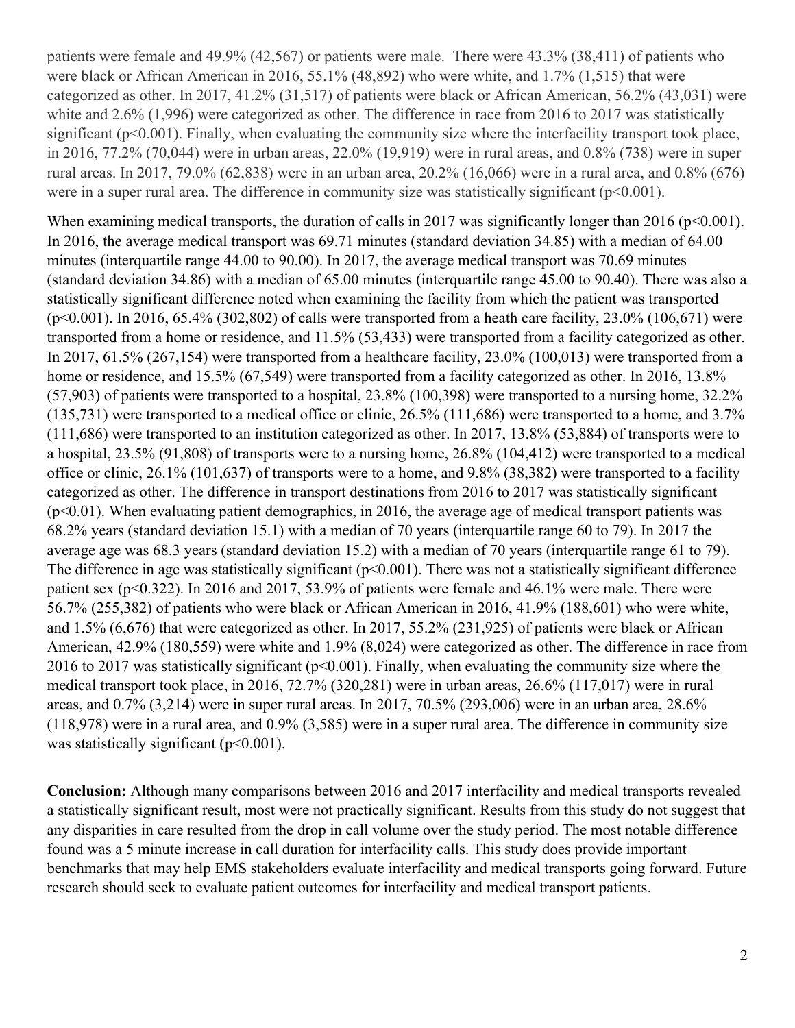patients were female and 49.9% (42,567) or patients were male. There were 43.3% (38,411) of patients who were black or African American in 2016, 55.1% (48,892) who were white, and 1.7% (1,515) that were categorized as other. In 2017, 41.2% (31,517) of patients were black or African American, 56.2% (43,031) were white and 2.6% (1,996) were categorized as other. The difference in race from 2016 to 2017 was statistically significant ($p<0.001$). Finally, when evaluating the community size where the interfacility transport took place, in 2016, 77.2% (70,044) were in urban areas, 22.0% (19,919) were in rural areas, and 0.8% (738) were in super rural areas. In 2017, 79.0% (62,838) were in an urban area, 20.2% (16,066) were in a rural area, and 0.8% (676) were in a super rural area. The difference in community size was statistically significant ($p<0.001$).

When examining medical transports, the duration of calls in 2017 was significantly longer than 2016 ($p<0.001$). In 2016, the average medical transport was 69.71 minutes (standard deviation 34.85) with a median of 64.00 minutes (interquartile range 44.00 to 90.00). In 2017, the average medical transport was 70.69 minutes (standard deviation 34.86) with a median of 65.00 minutes (interquartile range 45.00 to 90.40). There was also a statistically significant difference noted when examining the facility from which the patient was transported ($p<0.001$). In 2016, 65.4% (302,802) of calls were transported from a heath care facility, 23.0% (106,671) were transported from a home or residence, and 11.5% (53,433) were transported from a facility categorized as other. In 2017, 61.5% (267,154) were transported from a healthcare facility, 23.0% (100,013) were transported from a home or residence, and 15.5% (67,549) were transported from a facility categorized as other. In 2016, 13.8% (57,903) of patients were transported to a hospital, 23.8% (100,398) were transported to a nursing home, 32.2% (135,731) were transported to a medical office or clinic, 26.5% (111,686) were transported to a home, and 3.7% (111,686) were transported to an institution categorized as other. In 2017, 13.8% (53,884) of transports were to a hospital, 23.5% (91,808) of transports were to a nursing home, 26.8% (104,412) were transported to a medical office or clinic, 26.1% (101,637) of transports were to a home, and 9.8% (38,382) were transported to a facility categorized as other. The difference in transport destinations from 2016 to 2017 was statistically significant ($p<0.01$). When evaluating patient demographics, in 2016, the average age of medical transport patients was 68.2% years (standard deviation 15.1) with a median of 70 years (interquartile range 60 to 79). In 2017 the average age was 68.3 years (standard deviation 15.2) with a median of 70 years (interquartile range 61 to 79). The difference in age was statistically significant ($p<0.001$). There was not a statistically significant difference patient sex ($p<0.322$). In 2016 and 2017, 53.9% of patients were female and 46.1% were male. There were 56.7% (255,382) of patients who were black or African American in 2016, 41.9% (188,601) who were white, and 1.5% (6,676) that were categorized as other. In 2017, 55.2% (231,925) of patients were black or African American, 42.9% (180,559) were white and 1.9% (8,024) were categorized as other. The difference in race from 2016 to 2017 was statistically significant ($p<0.001$). Finally, when evaluating the community size where the medical transport took place, in 2016, 72.7% (320,281) were in urban areas, 26.6% (117,017) were in rural areas, and 0.7% (3,214) were in super rural areas. In 2017, 70.5% (293,006) were in an urban area, 28.6% (118,978) were in a rural area, and 0.9% (3,585) were in a super rural area. The difference in community size was statistically significant ($p<0.001$).

**Conclusion:** Although many comparisons between 2016 and 2017 interfacility and medical transports revealed a statistically significant result, most were not practically significant. Results from this study do not suggest that any disparities in care resulted from the drop in call volume over the study period. The most notable difference found was a 5 minute increase in call duration for interfacility calls. This study does provide important benchmarks that may help EMS stakeholders evaluate interfacility and medical transports going forward. Future research should seek to evaluate patient outcomes for interfacility and medical transport patients.